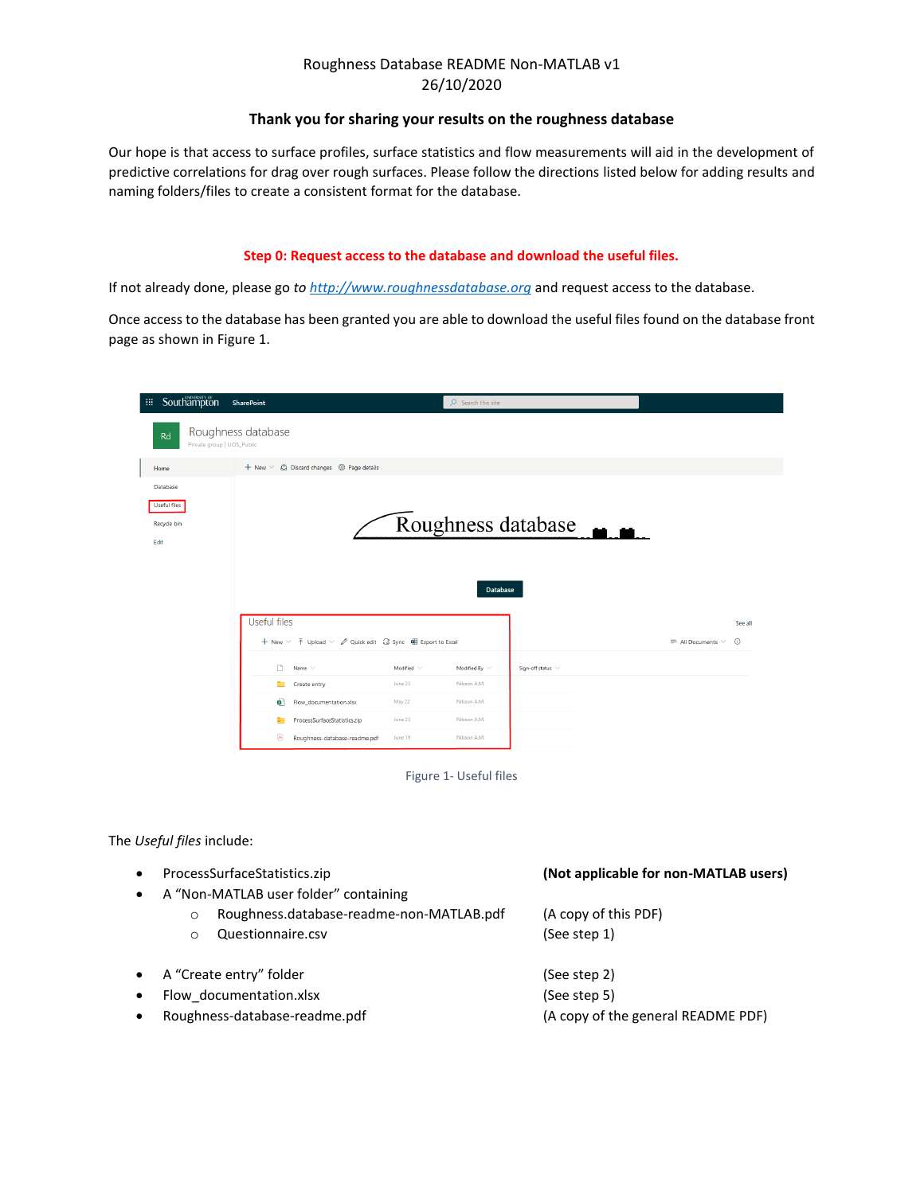Roughness Database README Non-MATLAB v1

26/10/2020

**Thank you for sharing your results on the roughness database**

Our hope is that access to surface profiles, surface statistics and flow measurements will aid in the development of predictive correlations for drag over rough surfaces. Please follow the directions listed below for adding results and naming folders/files to create a consistent format for the database.

## Step 0: Request access to the database and download the useful files.

If not already done, please go *to* [http://www.roughnessdatabase.org](http://www.roughnessdatabase.org) and request access to the database.

Once access to the database has been granted you are able to download the useful files found on the database front page as shown in Figure 1.

Figure 1- Useful files

The *Useful files* include:

- ProcessSurfaceStatistics.zip **(Not applicable for non-MATLAB users)**
- A "Non-MATLAB user folder" containing
  - Roughness.database-readme-non-MATLAB.pdf (A copy of this PDF)
  - Questionnaire.csv (See step 1)
- A "Create entry" folder (See step 2)
- Flow_documentation.xlsx (See step 5)
- Roughness-database-readme.pdf (A copy of the general README PDF)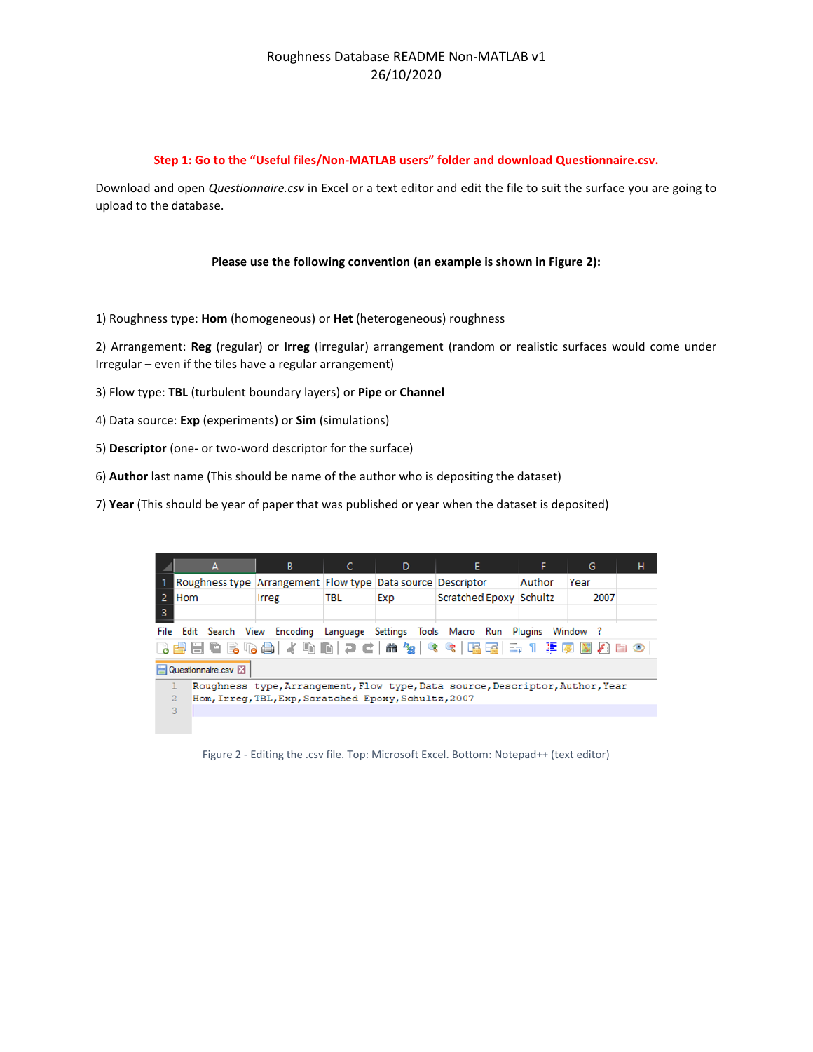Roughness Database README Non-MATLAB v1
26/10/2020

**Step 1: Go to the "Useful files/Non-MATLAB users" folder and download Questionnaire.csv.**

Download and open *Questionnaire.csv* in Excel or a text editor and edit the file to suit the surface you are going to upload to the database.

**Please use the following convention (an example is shown in Figure 2):**

1) Roughness type: **Hom** (homogeneous) or **Het** (heterogeneous) roughness

2) Arrangement: **Reg** (regular) or **Irreg** (irregular) arrangement (random or realistic surfaces would come under Irregular – even if the tiles have a regular arrangement)

3) Flow type: **TBL** (turbulent boundary layers) or **Pipe** or **Channel**

4) Data source: **Exp** (experiments) or **Sim** (simulations)

5) **Descriptor** (one- or two-word descriptor for the surface)

6) **Author** last name (This should be name of the author who is depositing the dataset)

7) **Year** (This should be year of paper that was published or year when the dataset is deposited)

| Roughness type | Arrangement | Flow type | Data source | Descriptor | Author | Year |
|---|---|---|---|---|---|---|
| Hom | Irreg | TBL | Exp | Scratched Epoxy | Schultz | 2007 |

```
Roughness type,Arrangement,Flow type,Data source,Descriptor,Author,Year
Hom,Irreg,TBL,Exp,Scratched Epoxy,Schultz,2007
```

Figure 2 - Editing the .csv file. Top: Microsoft Excel. Bottom: Notepad++ (text editor)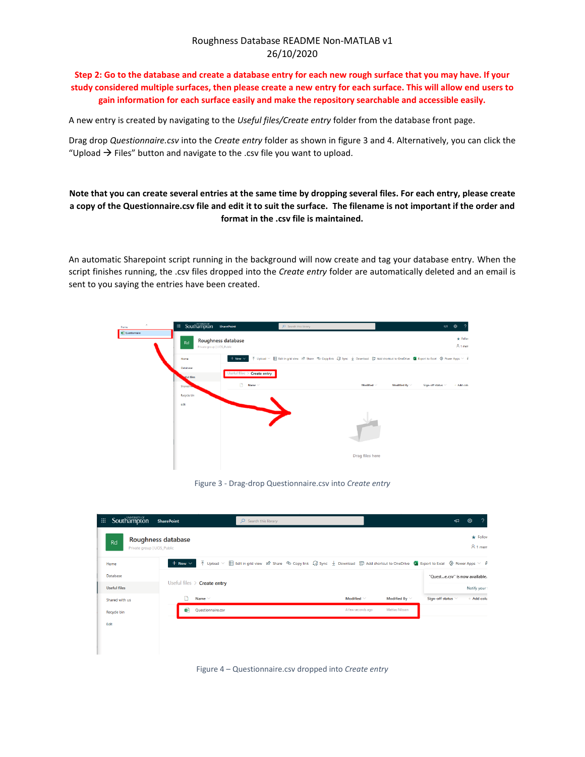**Step 2: Go to the database and create a database entry for each new rough surface that you may have. If your study considered multiple surfaces, then please create a new entry for each surface. This will allow end users to gain information for each surface easily and make the repository searchable and accessible easily.**

A new entry is created by navigating to the *Useful files/Create entry* folder from the database front page.

Drag drop *Questionnaire.csv* into the *Create entry* folder as shown in figure 3 and 4. Alternatively, you can click the "Upload → Files" button and navigate to the .csv file you want to upload.

**Note that you can create several entries at the same time by dropping several files. For each entry, please create a copy of the Questionnaire.csv file and edit it to suit the surface. The filename is not important if the order and format in the .csv file is maintained.**

An automatic Sharepoint script running in the background will now create and tag your database entry. When the script finishes running, the .csv files dropped into the *Create entry* folder are automatically deleted and an email is sent to you saying the entries have been created.

Figure 3 - Drag-drop Questionnaire.csv into *Create entry*

Figure 4 – Questionnaire.csv dropped into *Create entry*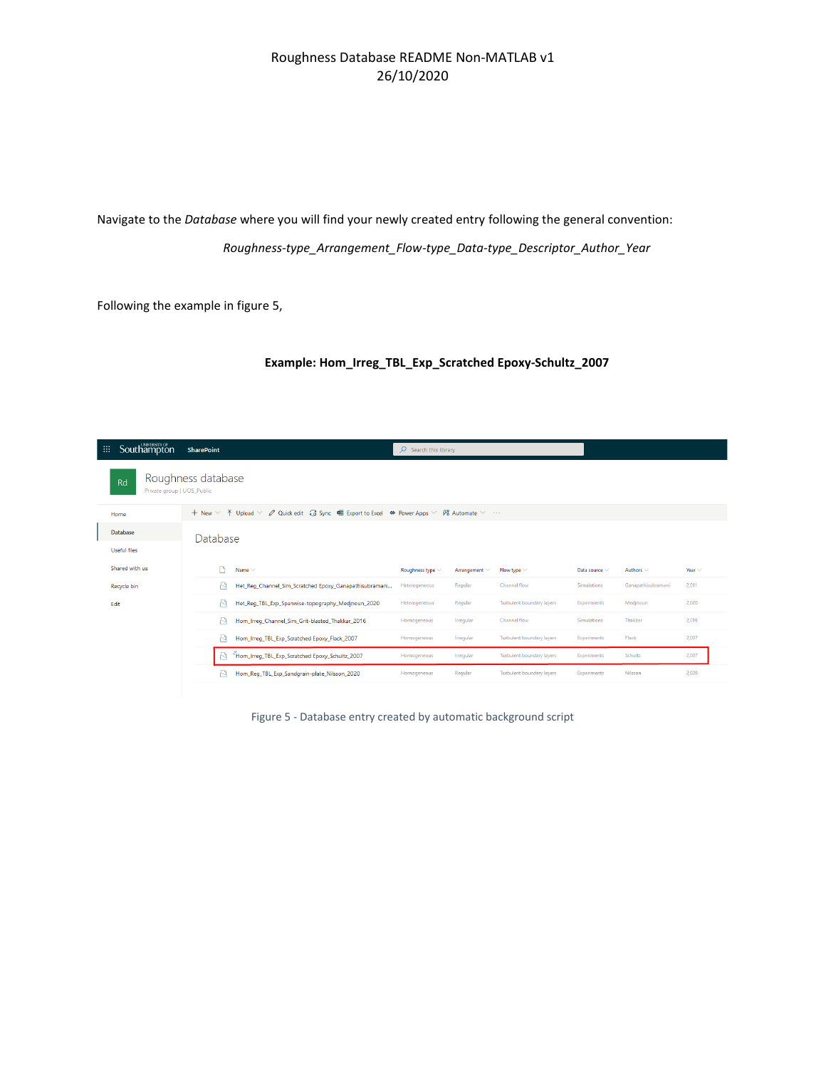Roughness Database README Non-MATLAB v1
26/10/2020

Navigate to the *Database* where you will find your newly created entry following the general convention:

*Roughness-type_Arrangement_Flow-type_Data-type_Descriptor_Author_Year*

Following the example in figure 5,

**Example: Hom_Irreg_TBL_Exp_Scratched Epoxy-Schultz_2007**

| Name | Roughness type | Arrangement | Flow type | Data source | Authors | Year |
|---|---|---|---|---|---|---|
| Het_Reg_Channel_Sim_Scratched Epoxy_Ganapathisubramani... | Heterogeneous | Regular | Channel flow | Simulations | Ganapathisubramani | 2,011 |
| Het_Reg_TBL_Exp_Spanwise-topography_Medjnoun_2020 | Heterogeneous | Regular | Turbulent boundary layers | Experiments | Medjnoun | 2,020 |
| Hom_Irreg_Channel_Sim_Grit-blasted_Thakkar_2016 | Homogeneous | Irregular | Channel flow | Simulations | Thakkar | 2,016 |
| Hom_Irreg_TBL_Exp_Scratched Epoxy_Flack_2007 | Homogeneous | Irregular | Turbulent boundary layers | Experiments | Flack | 2,007 |
| Hom_Irreg_TBL_Exp_Scratched Epoxy_Schultz_2007 | Homogeneous | Irregular | Turbulent boundary layers | Experiments | Schultz | 2,007 |
| Hom_Reg_TBL_Exp_Sandgrain-plate_Nilsson_2020 | Homogeneous | Regular | Turbulent boundary layers | Experiments | Nilsson | 2,020 |

Figure 5 - Database entry created by automatic background script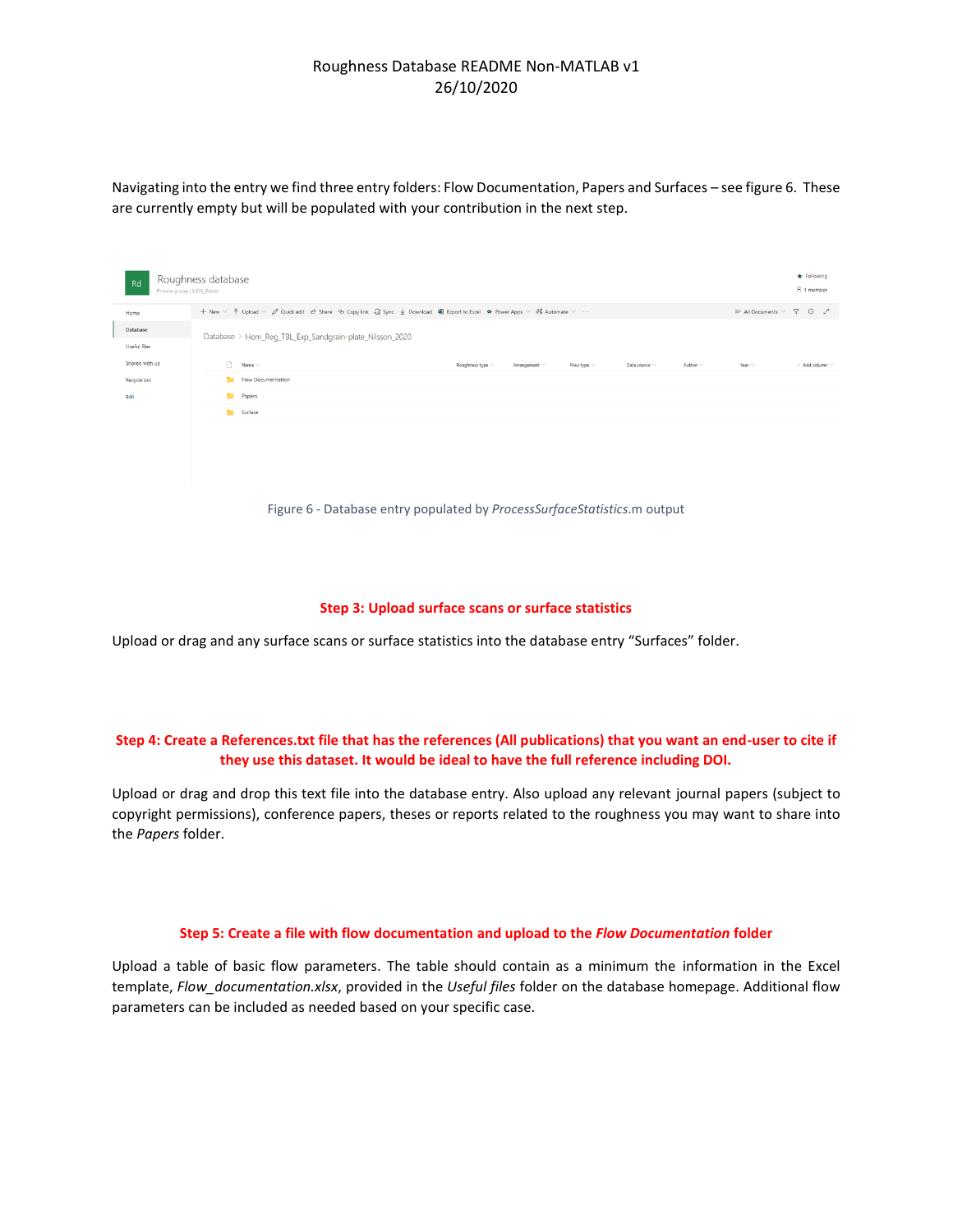Navigating into the entry we find three entry folders: Flow Documentation, Papers and Surfaces – see figure 6. These are currently empty but will be populated with your contribution in the next step.

Figure 6 - Database entry populated by *ProcessSurfaceStatistics*.m output

### Step 3: Upload surface scans or surface statistics

Upload or drag and any surface scans or surface statistics into the database entry "Surfaces" folder.

### Step 4: Create a References.txt file that has the references (All publications) that you want an end-user to cite if they use this dataset. It would be ideal to have the full reference including DOI.

Upload or drag and drop this text file into the database entry. Also upload any relevant journal papers (subject to copyright permissions), conference papers, theses or reports related to the roughness you may want to share into the *Papers* folder.

### Step 5: Create a file with flow documentation and upload to the *Flow Documentation* folder

Upload a table of basic flow parameters. The table should contain as a minimum the information in the Excel template, *Flow_documentation.xlsx*, provided in the *Useful files* folder on the database homepage. Additional flow parameters can be included as needed based on your specific case.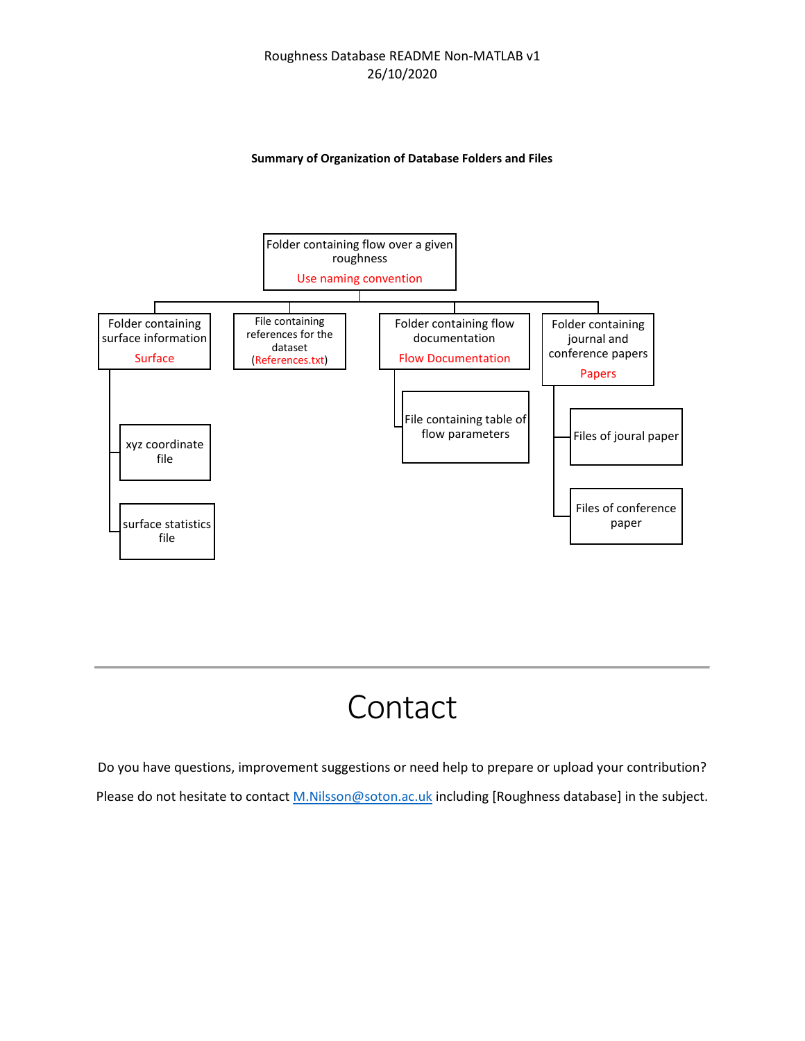**Summary of Organization of Database Folders and Files**

- Folder containing flow over a given roughness — Use naming convention
  - Folder containing surface information — Surface
    - xyz coordinate file
    - surface statistics file
  - File containing references for the dataset (References.txt)
  - Folder containing flow documentation — Flow Documentation
    - File containing table of flow parameters
  - Folder containing journal and conference papers — Papers
    - Files of joural paper
    - Files of conference paper

# Contact

Do you have questions, improvement suggestions or need help to prepare or upload your contribution?

Please do not hesitate to contact M.Nilsson@soton.ac.uk including [Roughness database] in the subject.